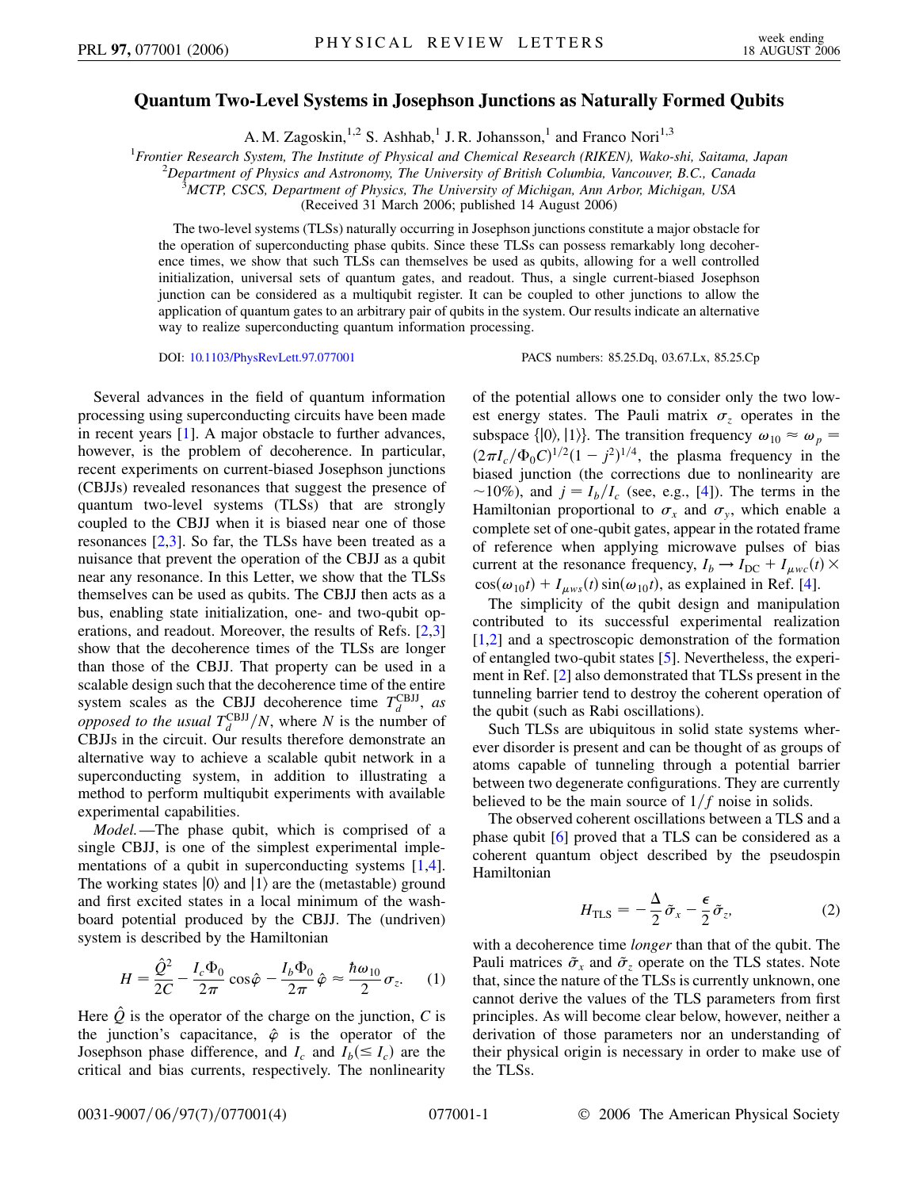# Quantum Two-Level Systems in Josephson Junctions as Naturally Formed Qubits

A. M. Zagoskin,[1,2] S. Ashhab,[1] J. R. Johansson,[1] and Franco Nori[1,3]

[1]*Frontier Research System, The Institute of Physical and Chemical Research (RIKEN), Wako-shi, Saitama, Japan*
[2]*Department of Physics and Astronomy, The University of British Columbia, Vancouver, B.C., Canada*
[3]*MCTP, CSCS, Department of Physics, The University of Michigan, Ann Arbor, Michigan, USA*
(Received 31 March 2006; published 14 August 2006)

The two-level systems (TLSs) naturally occurring in Josephson junctions constitute a major obstacle for the operation of superconducting phase qubits. Since these TLSs can possess remarkably long decoherence times, we show that such TLSs can themselves be used as qubits, allowing for a well controlled initialization, universal sets of quantum gates, and readout. Thus, a single current-biased Josephson junction can be considered as a multiqubit register. It can be coupled to other junctions to allow the application of quantum gates to an arbitrary pair of qubits in the system. Our results indicate an alternative way to realize superconducting quantum information processing.

DOI: 10.1103/PhysRevLett.97.077001 PACS numbers: 85.25.Dq, 03.67.Lx, 85.25.Cp

Several advances in the field of quantum information processing using superconducting circuits have been made in recent years [1]. A major obstacle to further advances, however, is the problem of decoherence. In particular, recent experiments on current-biased Josephson junctions (CBJJs) revealed resonances that suggest the presence of quantum two-level systems (TLSs) that are strongly coupled to the CBJJ when it is biased near one of those resonances [2,3]. So far, the TLSs have been treated as a nuisance that prevent the operation of the CBJJ as a qubit near any resonance. In this Letter, we show that the TLSs themselves can be used as qubits. The CBJJ then acts as a bus, enabling state initialization, one- and two-qubit operations, and readout. Moreover, the results of Refs. [2,3] show that the decoherence times of the TLSs are longer than those of the CBJJ. That property can be used in a scalable design such that the decoherence time of the entire system scales as the CBJJ decoherence time $T_d^{\mathrm{CBJJ}}$, *as opposed to the usual* $T_d^{\mathrm{CBJJ}}/N$, where $N$ is the number of CBJJs in the circuit. Our results therefore demonstrate an alternative way to achieve a scalable qubit network in a superconducting system, in addition to illustrating a method to perform multiqubit experiments with available experimental capabilities.

*Model.*—The phase qubit, which is comprised of a single CBJJ, is one of the simplest experimental implementations of a qubit in superconducting systems [1,4]. The working states $|0\rangle$ and $|1\rangle$ are the (metastable) ground and first excited states in a local minimum of the washboard potential produced by the CBJJ. The (undriven) system is described by the Hamiltonian

$$H = \frac{\hat{Q}^2}{2C} - \frac{I_c\Phi_0}{2\pi}\cos\hat{\varphi} - \frac{I_b\Phi_0}{2\pi}\hat{\varphi} \approx \frac{\hbar\omega_{10}}{2}\sigma_z. \quad (1)$$

Here $\hat{Q}$ is the operator of the charge on the junction, $C$ is the junction's capacitance, $\hat{\varphi}$ is the operator of the Josephson phase difference, and $I_c$ and $I_b(\leq I_c)$ are the critical and bias currents, respectively. The nonlinearity of the potential allows one to consider only the two lowest energy states. The Pauli matrix $\sigma_z$ operates in the subspace $\{|0\rangle, |1\rangle\}$. The transition frequency $\omega_{10} \approx \omega_p = (2\pi I_c/\Phi_0 C)^{1/2}(1-j^2)^{1/4}$, the plasma frequency in the biased junction (the corrections due to nonlinearity are $\sim$10%), and $j = I_b/I_c$ (see, e.g., [4]). The terms in the Hamiltonian proportional to $\sigma_x$ and $\sigma_y$, which enable a complete set of one-qubit gates, appear in the rotated frame of reference when applying microwave pulses of bias current at the resonance frequency, $I_b \to I_{\mathrm{DC}} + I_{\mu wc}(t) \times \cos(\omega_{10}t) + I_{\mu ws}(t)\sin(\omega_{10}t)$, as explained in Ref. [4].

The simplicity of the qubit design and manipulation contributed to its successful experimental realization [1,2] and a spectroscopic demonstration of the formation of entangled two-qubit states [5]. Nevertheless, the experiment in Ref. [2] also demonstrated that TLSs present in the tunneling barrier tend to destroy the coherent operation of the qubit (such as Rabi oscillations).

Such TLSs are ubiquitous in solid state systems wherever disorder is present and can be thought of as groups of atoms capable of tunneling through a potential barrier between two degenerate configurations. They are currently believed to be the main source of $1/f$ noise in solids.

The observed coherent oscillations between a TLS and a phase qubit [6] proved that a TLS can be considered as a coherent quantum object described by the pseudospin Hamiltonian

$$H_{\mathrm{TLS}} = -\frac{\Delta}{2}\tilde{\sigma}_x - \frac{\epsilon}{2}\tilde{\sigma}_z, \quad (2)$$

with a decoherence time *longer* than that of the qubit. The Pauli matrices $\tilde{\sigma}_x$ and $\tilde{\sigma}_z$ operate on the TLS states. Note that, since the nature of the TLSs is currently unknown, one cannot derive the values of the TLS parameters from first principles. As will become clear below, however, neither a derivation of those parameters nor an understanding of their physical origin is necessary in order to make use of the TLSs.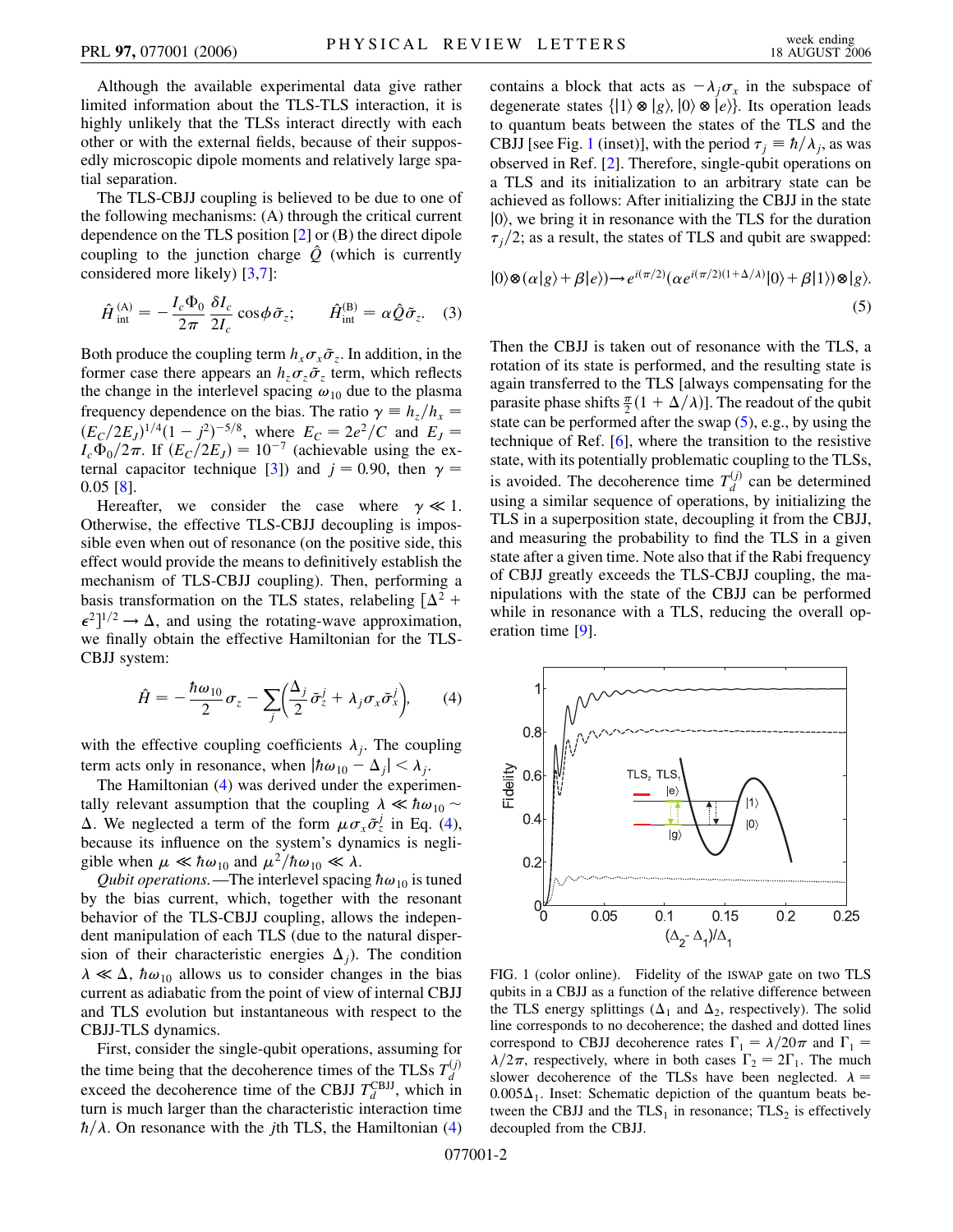Although the available experimental data give rather limited information about the TLS-TLS interaction, it is highly unlikely that the TLSs interact directly with each other or with the external fields, because of their supposedly microscopic dipole moments and relatively large spatial separation.

The TLS-CBJJ coupling is believed to be due to one of the following mechanisms: (A) through the critical current dependence on the TLS position [2] or (B) the direct dipole coupling to the junction charge $\hat{Q}$ (which is currently considered more likely) [3,7]:

$$\hat{H}_{\rm int}^{(A)} = -\frac{I_c \Phi_0}{2\pi}\frac{\delta I_c}{2 I_c}\cos\phi\,\tilde{\sigma}_z; \qquad \hat{H}_{\rm int}^{(B)} = \alpha \hat{Q}\tilde{\sigma}_z. \quad (3)$$

Both produce the coupling term $h_x \sigma_x \tilde{\sigma}_z$. In addition, in the former case there appears an $h_z \sigma_z \tilde{\sigma}_z$ term, which reflects the change in the interlevel spacing $\omega_{10}$ due to the plasma frequency dependence on the bias. The ratio $\gamma \equiv h_z/h_x = (E_C/2E_J)^{1/4}(1-j^2)^{-5/8}$, where $E_C = 2e^2/C$ and $E_J = I_c\Phi_0/2\pi$. If $(E_C/2E_J) = 10^{-7}$ (achievable using the external capacitor technique [3]) and $j = 0.90$, then $\gamma = 0.05$ [8].

Hereafter, we consider the case where $\gamma \ll 1$. Otherwise, the effective TLS-CBJJ decoupling is impossible even when out of resonance (on the positive side, this effect would provide the means to definitively establish the mechanism of TLS-CBJJ coupling). Then, performing a basis transformation on the TLS states, relabeling $[\Delta^2 + \epsilon^2]^{1/2} \to \Delta$, and using the rotating-wave approximation, we finally obtain the effective Hamiltonian for the TLS-CBJJ system:

$$\hat{H} = -\frac{\hbar\omega_{10}}{2}\sigma_z - \sum_j\left(\frac{\Delta_j}{2}\tilde{\sigma}_z^j + \lambda_j \sigma_x \tilde{\sigma}_x^j\right), \quad (4)$$

with the effective coupling coefficients $\lambda_j$. The coupling term acts only in resonance, when $|\hbar\omega_{10} - \Delta_j| < \lambda_j$.

The Hamiltonian (4) was derived under the experimentally relevant assumption that the coupling $\lambda \ll \hbar\omega_{10} \sim \Delta$. We neglected a term of the form $\mu\sigma_x\tilde{\sigma}_z^j$ in Eq. (4), because its influence on the system's dynamics is negligible when $\mu \ll \hbar\omega_{10}$ and $\mu^2/\hbar\omega_{10} \ll \lambda$.

*Qubit operations.*—The interlevel spacing $\hbar\omega_{10}$ is tuned by the bias current, which, together with the resonant behavior of the TLS-CBJJ coupling, allows the independent manipulation of each TLS (due to the natural dispersion of their characteristic energies $\Delta_j$). The condition $\lambda \ll \Delta$, $\hbar\omega_{10}$ allows us to consider changes in the bias current as adiabatic from the point of view of internal CBJJ and TLS evolution but instantaneous with respect to the CBJJ-TLS dynamics.

First, consider the single-qubit operations, assuming for the time being that the decoherence times of the TLSs $T_d^{(j)}$ exceed the decoherence time of the CBJJ $T_d^{\rm CBJJ}$, which in turn is much larger than the characteristic interaction time $\hbar/\lambda$. On resonance with the $j$th TLS, the Hamiltonian (4) contains a block that acts as $-\lambda_j\sigma_x$ in the subspace of degenerate states $\{|1\rangle \otimes |g\rangle, |0\rangle \otimes |e\rangle\}$. Its operation leads to quantum beats between the states of the TLS and the CBJJ [see Fig. 1 (inset)], with the period $\tau_j \equiv \hbar/\lambda_j$, as was observed in Ref. [2]. Therefore, single-qubit operations on a TLS and its initialization to an arbitrary state can be achieved as follows: After initializing the CBJJ in the state $|0\rangle$, we bring it in resonance with the TLS for the duration $\tau_j/2$; as a result, the states of TLS and qubit are swapped:

$$|0\rangle \otimes (\alpha|g\rangle + \beta|e\rangle) \to e^{i(\pi/2)}(\alpha e^{i(\pi/2)(1+\Delta/\lambda)}|0\rangle + \beta|1\rangle) \otimes |g\rangle. \quad (5)$$

Then the CBJJ is taken out of resonance with the TLS, a rotation of its state is performed, and the resulting state is again transferred to the TLS [always compensating for the parasite phase shifts $\frac{\pi}{2}(1 + \Delta/\lambda)$]. The readout of the qubit state can be performed after the swap (5), e.g., by using the technique of Ref. [6], where the transition to the resistive state, with its potentially problematic coupling to the TLSs, is avoided. The decoherence time $T_d^{(j)}$ can be determined using a similar sequence of operations, by initializing the TLS in a superposition state, decoupling it from the CBJJ, and measuring the probability to find the TLS in a given state after a given time. Note also that if the Rabi frequency of CBJJ greatly exceeds the TLS-CBJJ coupling, the manipulations with the state of the CBJJ can be performed while in resonance with a TLS, reducing the overall operation time [9].

FIG. 1 (color online). Fidelity of the ISWAP gate on two TLS qubits in a CBJJ as a function of the relative difference between the TLS energy splittings ($\Delta_1$ and $\Delta_2$, respectively). The solid line corresponds to no decoherence; the dashed and dotted lines correspond to CBJJ decoherence rates $\Gamma_1 = \lambda/20\pi$ and $\Gamma_1 = \lambda/2\pi$, respectively, where in both cases $\Gamma_2 = 2\Gamma_1$. The much slower decoherence of the TLSs have been neglected. $\lambda = 0.005\Delta_1$. Inset: Schematic depiction of the quantum beats between the CBJJ and the $TLS_1$ in resonance; $TLS_2$ is effectively decoupled from the CBJJ.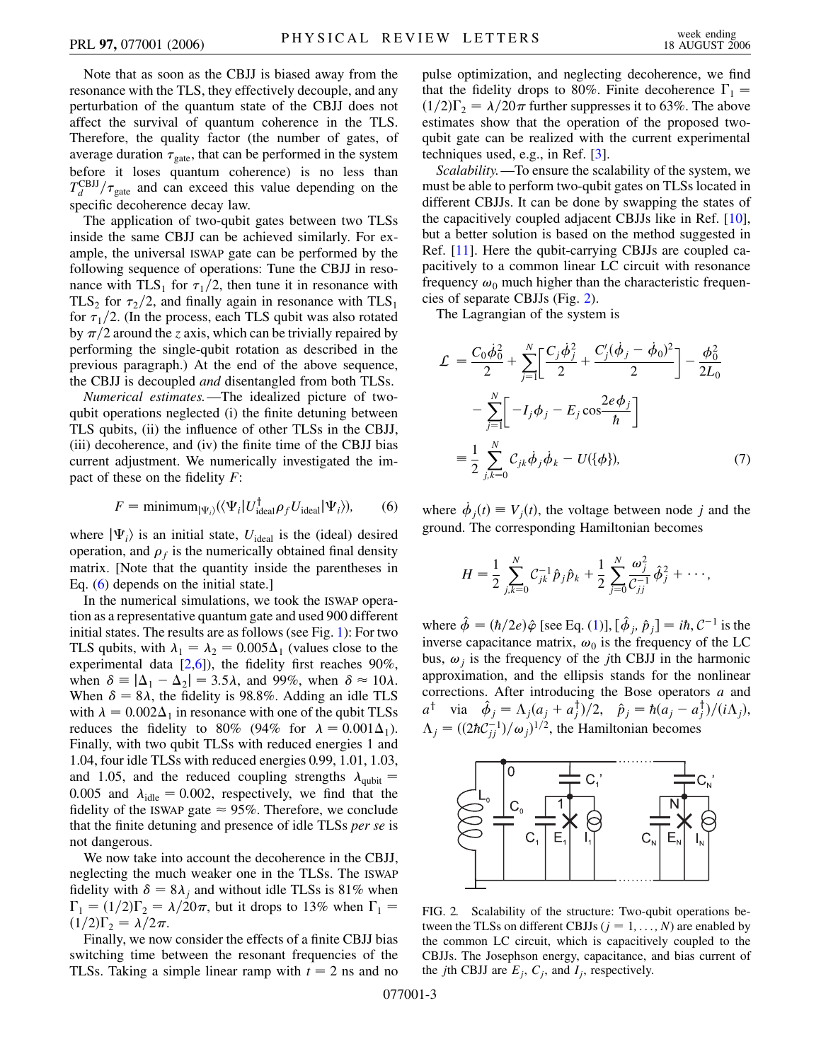Note that as soon as the CBJJ is biased away from the resonance with the TLS, they effectively decouple, and any perturbation of the quantum state of the CBJJ does not affect the survival of quantum coherence in the TLS. Therefore, the quality factor (the number of gates, of average duration $\tau_{\rm gate}$, that can be performed in the system before it loses quantum coherence) is no less than $T_d^{\rm CBJJ}/\tau_{\rm gate}$ and can exceed this value depending on the specific decoherence decay law.

The application of two-qubit gates between two TLSs inside the same CBJJ can be achieved similarly. For example, the universal ISWAP gate can be performed by the following sequence of operations: Tune the CBJJ in resonance with $\text{TLS}_1$ for $\tau_1/2$, then tune it in resonance with $\text{TLS}_2$ for $\tau_2/2$, and finally again in resonance with $\text{TLS}_1$ for $\tau_1/2$. (In the process, each TLS qubit was also rotated by $\pi/2$ around the $z$ axis, which can be trivially repaired by performing the single-qubit rotation as described in the previous paragraph.) At the end of the above sequence, the CBJJ is decoupled *and* disentangled from both TLSs.

*Numerical estimates.*—The idealized picture of two-qubit operations neglected (i) the finite detuning between TLS qubits, (ii) the influence of other TLSs in the CBJJ, (iii) decoherence, and (iv) the finite time of the CBJJ bias current adjustment. We numerically investigated the impact of these on the fidelity $F$:

$$F = \text{minimum}_{|\Psi_i\rangle}(\langle\Psi_i|U_{\rm ideal}^{\dagger}\rho_f U_{\rm ideal}|\Psi_i\rangle), \tag{6}$$

where $|\Psi_i\rangle$ is an initial state, $U_{\rm ideal}$ is the (ideal) desired operation, and $\rho_f$ is the numerically obtained final density matrix. [Note that the quantity inside the parentheses in Eq. (6) depends on the initial state.]

In the numerical simulations, we took the ISWAP operation as a representative quantum gate and used 900 different initial states. The results are as follows (see Fig. 1): For two TLS qubits, with $\lambda_1 = \lambda_2 = 0.005\Delta_1$ (values close to the experimental data [2,6]), the fidelity first reaches 90%, when $\delta \equiv |\Delta_1 - \Delta_2| = 3.5\lambda$, and 99%, when $\delta \approx 10\lambda$. When $\delta = 8\lambda$, the fidelity is 98.8%. Adding an idle TLS with $\lambda = 0.002\Delta_1$ in resonance with one of the qubit TLSs reduces the fidelity to 80% (94% for $\lambda = 0.001\Delta_1$). Finally, with two qubit TLSs with reduced energies 1 and 1.04, four idle TLSs with reduced energies 0.99, 1.01, 1.03, and 1.05, and the reduced coupling strengths $\lambda_{\rm qubit} = 0.005$ and $\lambda_{\rm idle} = 0.002$, respectively, we find that the fidelity of the ISWAP gate $\approx 95\%$. Therefore, we conclude that the finite detuning and presence of idle TLSs *per se* is not dangerous.

We now take into account the decoherence in the CBJJ, neglecting the much weaker one in the TLSs. The ISWAP fidelity with $\delta = 8\lambda_j$ and without idle TLSs is 81% when $\Gamma_1 = (1/2)\Gamma_2 = \lambda/20\pi$, but it drops to 13% when $\Gamma_1 = (1/2)\Gamma_2 = \lambda/2\pi$.

Finally, we now consider the effects of a finite CBJJ bias switching time between the resonant frequencies of the TLSs. Taking a simple linear ramp with $t = 2$ ns and no pulse optimization, and neglecting decoherence, we find that the fidelity drops to 80%. Finite decoherence $\Gamma_1 = (1/2)\Gamma_2 = \lambda/20\pi$ further suppresses it to 63%. The above estimates show that the operation of the proposed two-qubit gate can be realized with the current experimental techniques used, e.g., in Ref. [3].

*Scalability.*—To ensure the scalability of the system, we must be able to perform two-qubit gates on TLSs located in different CBJJs. It can be done by swapping the states of the capacitively coupled adjacent CBJJs like in Ref. [10], but a better solution is based on the method suggested in Ref. [11]. Here the qubit-carrying CBJJs are coupled capacitively to a common linear LC circuit with resonance frequency $\omega_0$ much higher than the characteristic frequencies of separate CBJJs (Fig. 2).

The Lagrangian of the system is

$$\begin{aligned}\mathcal{L} &= \frac{C_0\dot{\phi}_0^2}{2} + \sum_{j=1}^{N}\left[\frac{C_j\dot{\phi}_j^2}{2} + \frac{C_j'(\dot{\phi}_j - \dot{\phi}_0)^2}{2}\right] - \frac{\phi_0^2}{2L_0} \\ &\quad - \sum_{j=1}^{N}\left[-I_j\phi_j - E_j\cos\frac{2e\phi_j}{\hbar}\right] \\ &\equiv \frac{1}{2}\sum_{j,k=0}^{N}\mathcal{C}_{jk}\dot{\phi}_j\dot{\phi}_k - U(\{\phi\}),\end{aligned} \tag{7}$$

where $\dot{\phi}_j(t) \equiv V_j(t)$, the voltage between node $j$ and the ground. The corresponding Hamiltonian becomes

$$H = \frac{1}{2}\sum_{j,k=0}^{N}\mathcal{C}_{jk}^{-1}\hat{p}_j\hat{p}_k + \frac{1}{2}\sum_{j=0}^{N}\frac{\omega_j^2}{\mathcal{C}_{jj}^{-1}}\hat{\phi}_j^2 + \cdots,$$

where $\hat{\phi} = (\hbar/2e)\hat{\varphi}$ [see Eq. (1)], $[\hat{\phi}_j, \hat{p}_j] = i\hbar$, $\mathcal{C}^{-1}$ is the inverse capacitance matrix, $\omega_0$ is the frequency of the LC bus, $\omega_j$ is the frequency of the $j$th CBJJ in the harmonic approximation, and the ellipsis stands for the nonlinear corrections. After introducing the Bose operators $a$ and $a^{\dagger}$ via $\hat{\phi}_j = \Lambda_j(a_j + a_j^{\dagger})/2$, $\hat{p}_j = \hbar(a_j - a_j^{\dagger})/(i\Lambda_j)$, $\Lambda_j = ((2\hbar\mathcal{C}_{jj}^{-1})/\omega_j)^{1/2}$, the Hamiltonian becomes

FIG. 2. Scalability of the structure: Two-qubit operations between the TLSs on different CBJJs ($j = 1, \ldots, N$) are enabled by the common LC circuit, which is capacitively coupled to the CBJJs. The Josephson energy, capacitance, and bias current of the $j$th CBJJ are $E_j$, $C_j$, and $I_j$, respectively.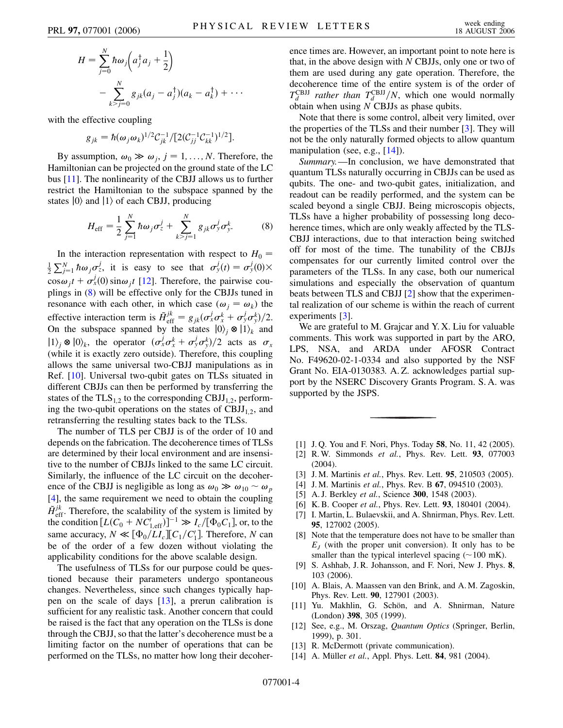$$H = \sum_{j=0}^{N} \hbar\omega_j \left( a_j^\dagger a_j + \frac{1}{2} \right) - \sum_{k>j=0}^{N} g_{jk}(a_j - a_j^\dagger)(a_k - a_k^\dagger) + \cdots$$

with the effective coupling

$$g_{jk} = \hbar(\omega_j \omega_k)^{1/2} \mathcal{C}_{jk}^{-1} / [2(\mathcal{C}_{jj}^{-1} \mathcal{C}_{kk}^{-1})^{1/2}].$$

By assumption, $\omega_0 \gg \omega_j$, $j = 1, \ldots, N$. Therefore, the Hamiltonian can be projected on the ground state of the LC bus [11]. The nonlinearity of the CBJJ allows us to further restrict the Hamiltonian to the subspace spanned by the states $|0\rangle$ and $|1\rangle$ of each CBJJ, producing

$$H_{\text{eff}} = \frac{1}{2} \sum_{j=1}^{N} \hbar\omega_j \sigma_z^j + \sum_{k>j=1}^{N} g_{jk} \sigma_y^j \sigma_y^k. \tag{8}$$

In the interaction representation with respect to $H_0 = \frac{1}{2} \sum_{j=1}^{N} \hbar\omega_j \sigma_z^j$, it is easy to see that $\sigma_y^j(t) = \sigma_y^j(0) \times \cos\omega_j t + \sigma_x^j(0) \sin\omega_j t$ [12]. Therefore, the pairwise couplings in (8) will be effective only for the CBJJs tuned in resonance with each other, in which case ($\omega_j = \omega_k$) the effective interaction term is $\tilde{H}_{\text{eff}}^{jk} = g_{jk}(\sigma_x^j \sigma_x^k + \sigma_y^j \sigma_y^k)/2$. On the subspace spanned by the states $|0\rangle_j \otimes |1\rangle_k$ and $|1\rangle_j \otimes |0\rangle_k$, the operator $(\sigma_x^j \sigma_x^k + \sigma_y^j \sigma_y^k)/2$ acts as $\sigma_x$ (while it is exactly zero outside). Therefore, this coupling allows the same universal two-CBJJ manipulations as in Ref. [10]. Universal two-qubit gates on TLSs situated in different CBJJs can then be performed by transferring the states of the $\text{TLS}_{1,2}$ to the corresponding $\text{CBJJ}_{1,2}$, performing the two-qubit operations on the states of $\text{CBJJ}_{1,2}$, and retransferring the resulting states back to the TLSs.

The number of TLS per CBJJ is of the order of 10 and depends on the fabrication. The decoherence times of TLSs are determined by their local environment and are insensitive to the number of CBJJs linked to the same LC circuit. Similarly, the influence of the LC circuit on the decoherence of the CBJJ is negligible as long as $\omega_0 \gg \omega_{10} \sim \omega_p$ [4], the same requirement we need to obtain the coupling $\tilde{H}_{\text{eff}}^{jk}$. Therefore, the scalability of the system is limited by the condition $[L(C_0 + NC'_{1,\text{eff}})]^{-1} \gg I_c/[\Phi_0 C_1]$, or, to the same accuracy, $N \ll [\Phi_0/LI_c][C_1/C'_1]$. Therefore, $N$ can be of the order of a few dozen without violating the applicability conditions for the above scalable design.

The usefulness of TLSs for our purpose could be questioned because their parameters undergo spontaneous changes. Nevertheless, since such changes typically happen on the scale of days [13], a prerun calibration is sufficient for any realistic task. Another concern that could be raised is the fact that any operation on the TLSs is done through the CBJJ, so that the latter's decoherence must be a limiting factor on the number of operations that can be performed on the TLSs, no matter how long their decoherence times are. However, an important point to note here is that, in the above design with $N$ CBJJs, only one or two of them are used during any gate operation. Therefore, the decoherence time of the entire system is of the order of $T_d^{\text{CBJJ}}$ *rather than* $T_d^{\text{CBJJ}}/N$, which one would normally obtain when using $N$ CBJJs as phase qubits.

Note that there is some control, albeit very limited, over the properties of the TLSs and their number [3]. They will not be the only naturally formed objects to allow quantum manipulation (see, e.g., [14]).

*Summary.*—In conclusion, we have demonstrated that quantum TLSs naturally occurring in CBJJs can be used as qubits. The one- and two-qubit gates, initialization, and readout can be readily performed, and the system can be scaled beyond a single CBJJ. Being microscopis objects, TLSs have a higher probability of possessing long decoherence times, which are only weakly affected by the TLS-CBJJ interactions, due to that interaction being switched off for most of the time. The tunability of the CBJJs compensates for our currently limited control over the parameters of the TLSs. In any case, both our numerical simulations and especially the observation of quantum beats between TLS and CBJJ [2] show that the experimental realization of our scheme is within the reach of current experiments [3].

We are grateful to M. Grajcar and Y. X. Liu for valuable comments. This work was supported in part by the ARO, LPS, NSA, and ARDA under AFOSR Contract No. F49620-02-1-0334 and also supported by the NSF Grant No. EIA-0130383. A. Z. acknowledges partial support by the NSERC Discovery Grants Program. S. A. was supported by the JSPS.

---

[1] J. Q. You and F. Nori, Phys. Today **58**, No. 11, 42 (2005).

[2] R. W. Simmonds *et al.*, Phys. Rev. Lett. **93**, 077003 (2004).

[3] J. M. Martinis *et al.*, Phys. Rev. Lett. **95**, 210503 (2005).

[4] J. M. Martinis *et al.*, Phys. Rev. B **67**, 094510 (2003).

[5] A. J. Berkley *et al.*, Science **300**, 1548 (2003).

[6] K. B. Cooper *et al.*, Phys. Rev. Lett. **93**, 180401 (2004).

[7] I. Martin, L. Bulaevskii, and A. Shnirman, Phys. Rev. Lett. **95**, 127002 (2005).

[8] Note that the temperature does not have to be smaller than $E_J$ (with the proper unit conversion). It only has to be smaller than the typical interlevel spacing (~100 mK).

[9] S. Ashhab, J. R. Johansson, and F. Nori, New J. Phys. **8**, 103 (2006).

[10] A. Blais, A. Maassen van den Brink, and A. M. Zagoskin, Phys. Rev. Lett. **90**, 127901 (2003).

[11] Yu. Makhlin, G. Schön, and A. Shnirman, Nature (London) **398**, 305 (1999).

[12] See, e.g., M. Orszag, *Quantum Optics* (Springer, Berlin, 1999), p. 301.

[13] R. McDermott (private communication).

[14] A. Müller *et al.*, Appl. Phys. Lett. **84**, 981 (2004).